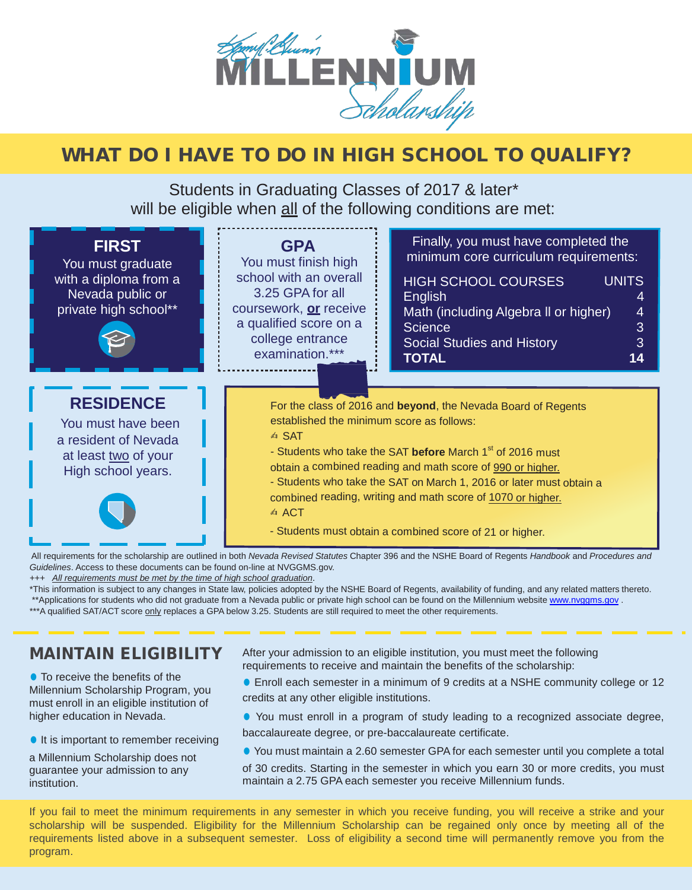# Kenny C. Guinn Millennium Scholarship

## WHAT DO I HAVE TO DO IN HIGH SCHOOL TO QUALIFY?

Students in Graduating Classes of 2017 & later*
will be eligible when all of the following conditions are met:

### FIRST

You must graduate with a diploma from a Nevada public or private high school**

### GPA

You must finish high school with an overall 3.25 GPA for all coursework, **or** receive a qualified score on a college entrance examination.***

Finally, you must have completed the minimum core curriculum requirements:

| HIGH SCHOOL COURSES | UNITS |
|---|---|
| English | 4 |
| Math (including Algebra II or higher) | 4 |
| Science | 3 |
| Social Studies and History | 3 |
| **TOTAL** | **14** |

### RESIDENCE

You must have been a resident of Nevada at least two of your High school years.

For the class of 2016 and **beyond**, the Nevada Board of Regents established the minimum score as follows:

- SAT
  - Students who take the SAT **before** March 1st of 2016 must obtain a combined reading and math score of 990 or higher.
  - Students who take the SAT on March 1, 2016 or later must obtain a combined reading, writing and math score of 1070 or higher.
- ACT
  - Students must obtain a combined score of 21 or higher.

All requirements for the scholarship are outlined in both *Nevada Revised Statutes* Chapter 396 and the NSHE Board of Regents *Handbook* and *Procedures and Guidelines*. Access to these documents can be found on-line at NVGGMS.gov.

+++ *All requirements must be met by the time of high school graduation*.

*This information is subject to any changes in State law, policies adopted by the NSHE Board of Regents, availability of funding, and any related matters thereto.

**Applications for students who did not graduate from a Nevada public or private high school can be found on the Millennium website www.nvggms.gov .

***A qualified SAT/ACT score only replaces a GPA below 3.25. Students are still required to meet the other requirements.

## MAINTAIN ELIGIBILITY

- To receive the benefits of the Millennium Scholarship Program, you must enroll in an eligible institution of higher education in Nevada.
- It is important to remember receiving a Millennium Scholarship does not guarantee your admission to any institution.

After your admission to an eligible institution, you must meet the following requirements to receive and maintain the benefits of the scholarship:

- Enroll each semester in a minimum of 9 credits at a NSHE community college or 12 credits at any other eligible institutions.
- You must enroll in a program of study leading to a recognized associate degree, baccalaureate degree, or pre-baccalaureate certificate.
- You must maintain a 2.60 semester GPA for each semester until you complete a total of 30 credits. Starting in the semester in which you earn 30 or more credits, you must maintain a 2.75 GPA each semester you receive Millennium funds.

If you fail to meet the minimum requirements in any semester in which you receive funding, you will receive a strike and your scholarship will be suspended. Eligibility for the Millennium Scholarship can be regained only once by meeting all of the requirements listed above in a subsequent semester. Loss of eligibility a second time will permanently remove you from the program.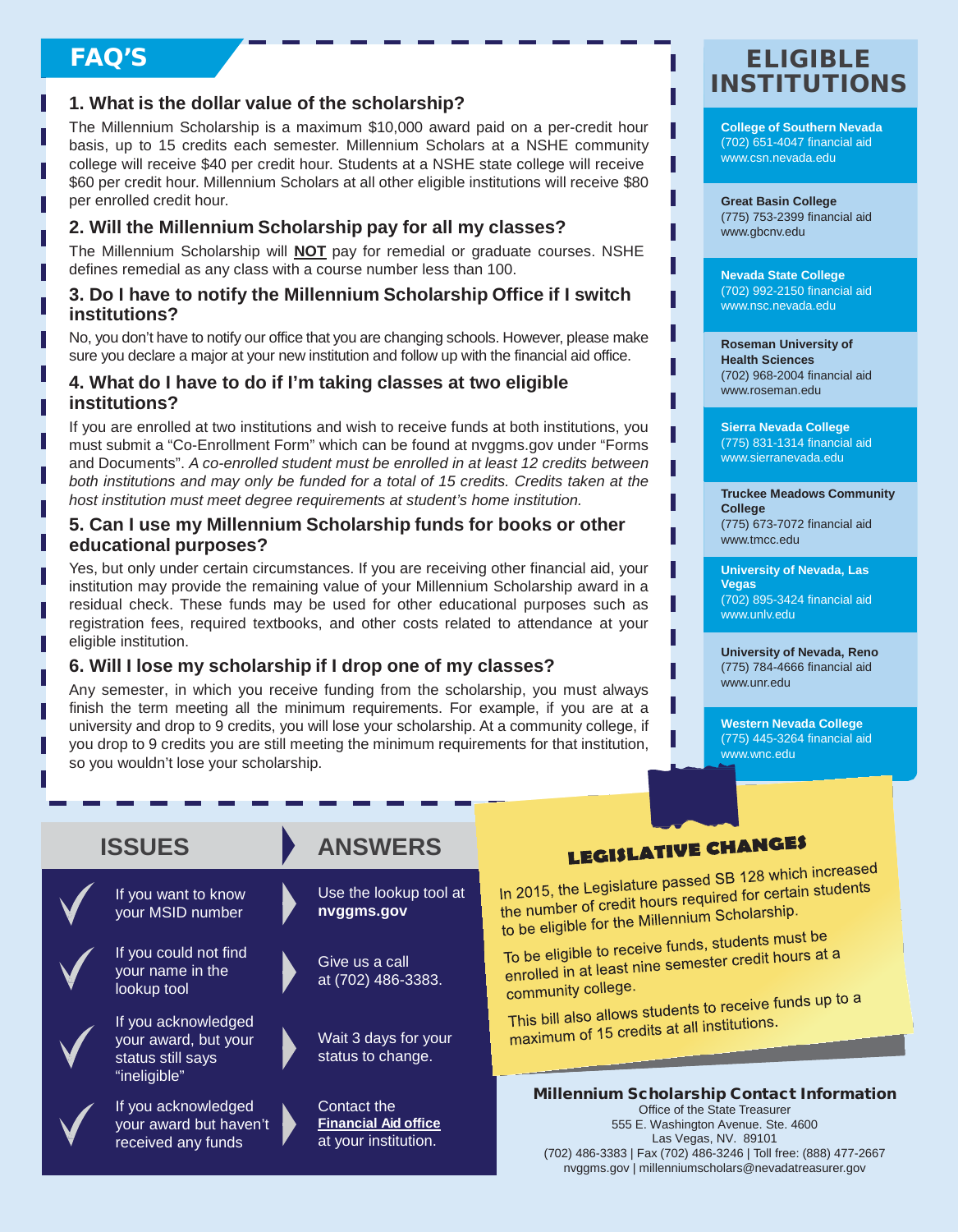## FAQ'S

### 1. What is the dollar value of the scholarship?

The Millennium Scholarship is a maximum $10,000 award paid on a per-credit hour basis, up to 15 credits each semester. Millennium Scholars at a NSHE community college will receive $40 per credit hour. Students at a NSHE state college will receive $60 per credit hour. Millennium Scholars at all other eligible institutions will receive $80 per enrolled credit hour.

### 2. Will the Millennium Scholarship pay for all my classes?

The Millennium Scholarship will **NOT** pay for remedial or graduate courses. NSHE defines remedial as any class with a course number less than 100.

### 3. Do I have to notify the Millennium Scholarship Office if I switch institutions?

No, you don't have to notify our office that you are changing schools. However, please make sure you declare a major at your new institution and follow up with the financial aid office.

### 4. What do I have to do if I'm taking classes at two eligible institutions?

If you are enrolled at two institutions and wish to receive funds at both institutions, you must submit a "Co-Enrollment Form" which can be found at nvggms.gov under "Forms and Documents". *A co-enrolled student must be enrolled in at least 12 credits between both institutions and may only be funded for a total of 15 credits. Credits taken at the host institution must meet degree requirements at student's home institution.*

### 5. Can I use my Millennium Scholarship funds for books or other educational purposes?

Yes, but only under certain circumstances. If you are receiving other financial aid, your institution may provide the remaining value of your Millennium Scholarship award in a residual check. These funds may be used for other educational purposes such as registration fees, required textbooks, and other costs related to attendance at your eligible institution.

### 6. Will I lose my scholarship if I drop one of my classes?

Any semester, in which you receive funding from the scholarship, you must always finish the term meeting all the minimum requirements. For example, if you are at a university and drop to 9 credits, you will lose your scholarship. At a community college, if you drop to 9 credits you are still meeting the minimum requirements for that institution, so you wouldn't lose your scholarship.

## ELIGIBLE INSTITUTIONS

**College of Southern Nevada**
(702) 651-4047 financial aid
www.csn.nevada.edu

**Great Basin College**
(775) 753-2399 financial aid
www.gbcnv.edu

**Nevada State College**
(702) 992-2150 financial aid
www.nsc.nevada.edu

**Roseman University of Health Sciences**
(702) 968-2004 financial aid
www.roseman.edu

**Sierra Nevada College**
(775) 831-1314 financial aid
www.sierranevada.edu

**Truckee Meadows Community College**
(775) 673-7072 financial aid
www.tmcc.edu

**University of Nevada, Las Vegas**
(702) 895-3424 financial aid
www.unlv.edu

**University of Nevada, Reno**
(775) 784-4666 financial aid
www.unr.edu

**Western Nevada College**
(775) 445-3264 financial aid
www.wnc.edu

| ISSUES | ANSWERS |
|---|---|
| If you want to know your MSID number | Use the lookup tool at **nvggms.gov** |
| If you could not find your name in the lookup tool | Give us a call at (702) 486-3383. |
| If you acknowledged your award, but your status still says "ineligible" | Wait 3 days for your status to change. |
| If you acknowledged your award but haven't received any funds | Contact the **Financial Aid office** at your institution. |

## LEGISLATIVE CHANGES

In 2015, the Legislature passed SB 128 which increased the number of credit hours required for certain students to be eligible for the Millennium Scholarship.

To be eligible to receive funds, students must be enrolled in at least nine semester credit hours at a community college.

This bill also allows students to receive funds up to a maximum of 15 credits at all institutions.

### Millennium Scholarship Contact Information

Office of the State Treasurer
555 E. Washington Avenue. Ste. 4600
Las Vegas, NV. 89101
(702) 486-3383 | Fax (702) 486-3246 | Toll free: (888) 477-2667
nvggms.gov | millenniumscholars@nevadatreasurer.gov